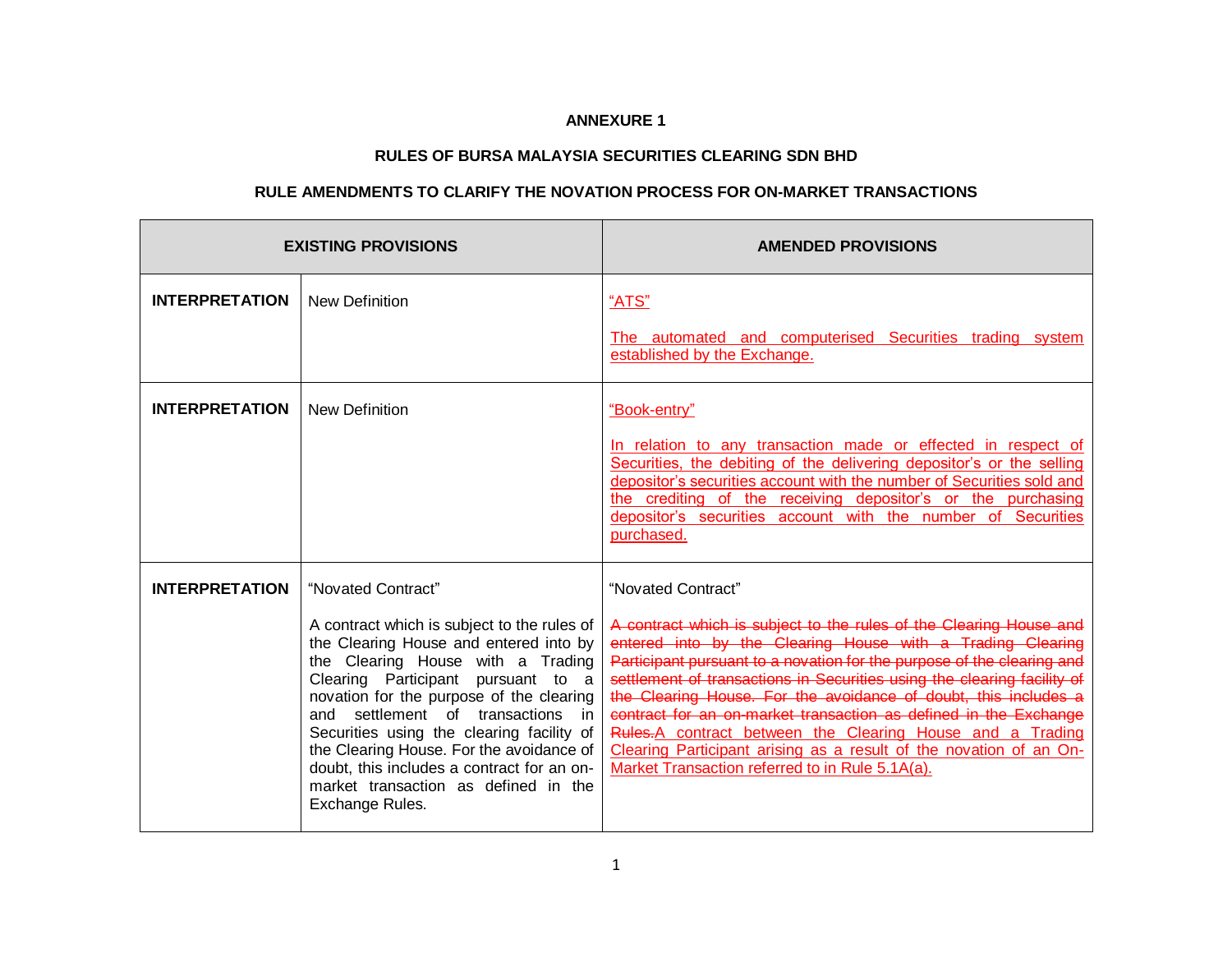**ANNEXURE 1**

**RULES OF BURSA MALAYSIA SECURITIES CLEARING SDN BHD**

**RULE AMENDMENTS TO CLARIFY THE NOVATION PROCESS FOR ON-MARKET TRANSACTIONS**

| EXISTING PROVISIONS | | AMENDED PROVISIONS |
|---|---|---|
| **INTERPRETATION** | New Definition | <u>“ATS”</u><br><br><u>The automated and computerised Securities trading system established by the Exchange.</u> |
| **INTERPRETATION** | New Definition | <u>“Book-entry”</u><br><br><u>In relation to any transaction made or effected in respect of Securities, the debiting of the delivering depositor’s or the selling depositor’s securities account with the number of Securities sold and the crediting of the receiving depositor’s or the purchasing depositor’s securities account with the number of Securities purchased.</u> |
| **INTERPRETATION** | “Novated Contract”<br><br>A contract which is subject to the rules of the Clearing House and entered into by the Clearing House with a Trading Clearing Participant pursuant to a novation for the purpose of the clearing and settlement of transactions in Securities using the clearing facility of the Clearing House. For the avoidance of doubt, this includes a contract for an on-market transaction as defined in the Exchange Rules. | “Novated Contract”<br><br>~~A contract which is subject to the rules of the Clearing House and entered into by the Clearing House with a Trading Clearing Participant pursuant to a novation for the purpose of the clearing and settlement of transactions in Securities using the clearing facility of the Clearing House. For the avoidance of doubt, this includes a contract for an on-market transaction as defined in the Exchange Rules.~~<u>A contract between the Clearing House and a Trading Clearing Participant arising as a result of the novation of an On-Market Transaction referred to in Rule 5.1A(a).</u> |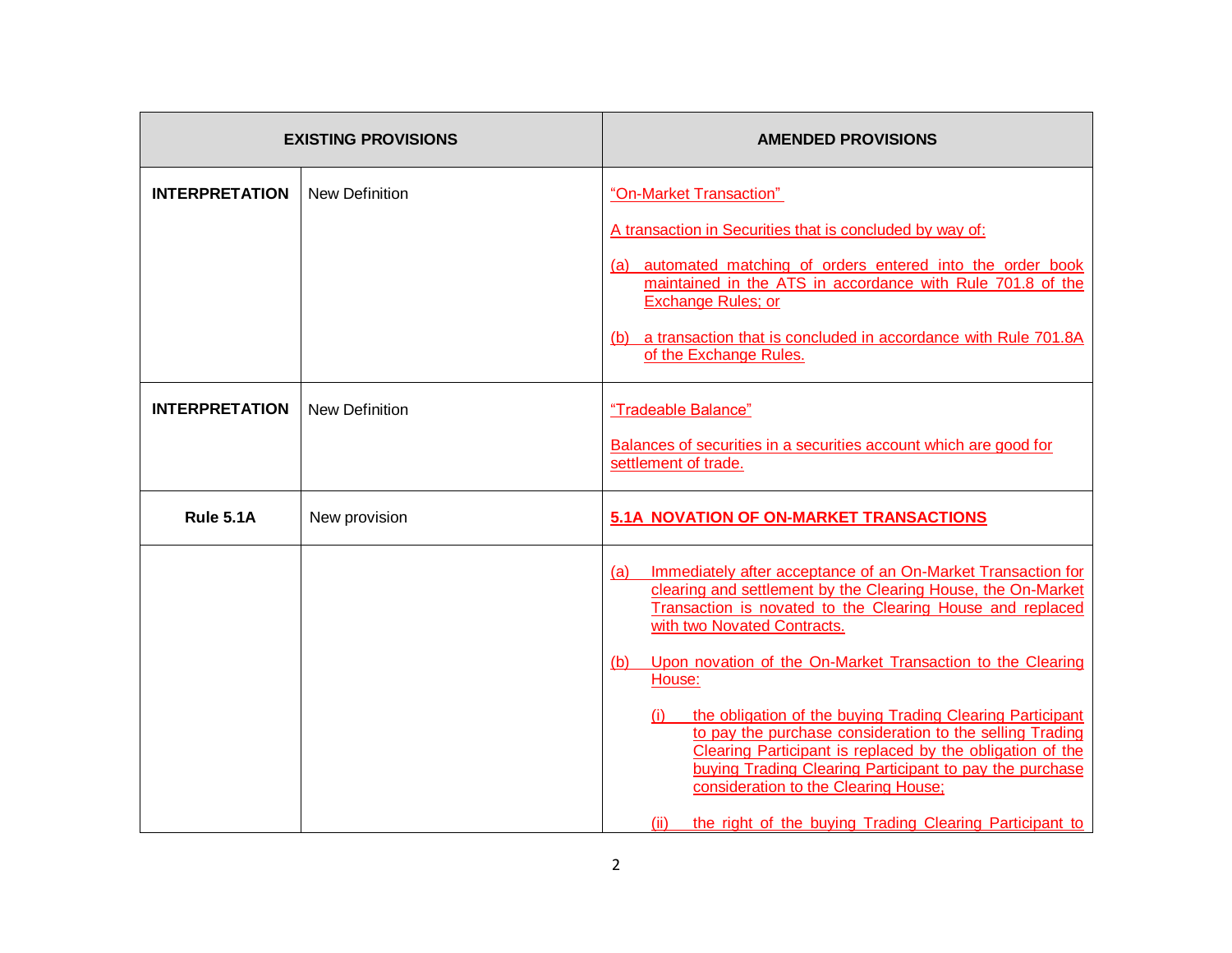| EXISTING PROVISIONS | | AMENDED PROVISIONS |
|---|---|---|
| **INTERPRETATION** | New Definition | "On-Market Transaction"<br><br>A transaction in Securities that is concluded by way of:<br><br>(a) automated matching of orders entered into the order book maintained in the ATS in accordance with Rule 701.8 of the Exchange Rules; or<br><br>(b) a transaction that is concluded in accordance with Rule 701.8A of the Exchange Rules. |
| **INTERPRETATION** | New Definition | "Tradeable Balance"<br><br>Balances of securities in a securities account which are good for settlement of trade. |
| **Rule 5.1A** | New provision | **5.1A NOVATION OF ON-MARKET TRANSACTIONS** |
| | | (a) Immediately after acceptance of an On-Market Transaction for clearing and settlement by the Clearing House, the On-Market Transaction is novated to the Clearing House and replaced with two Novated Contracts.<br><br>(b) Upon novation of the On-Market Transaction to the Clearing House:<br><br>(i) the obligation of the buying Trading Clearing Participant to pay the purchase consideration to the selling Trading Clearing Participant is replaced by the obligation of the buying Trading Clearing Participant to pay the purchase consideration to the Clearing House;<br><br>(ii) the right of the buying Trading Clearing Participant to |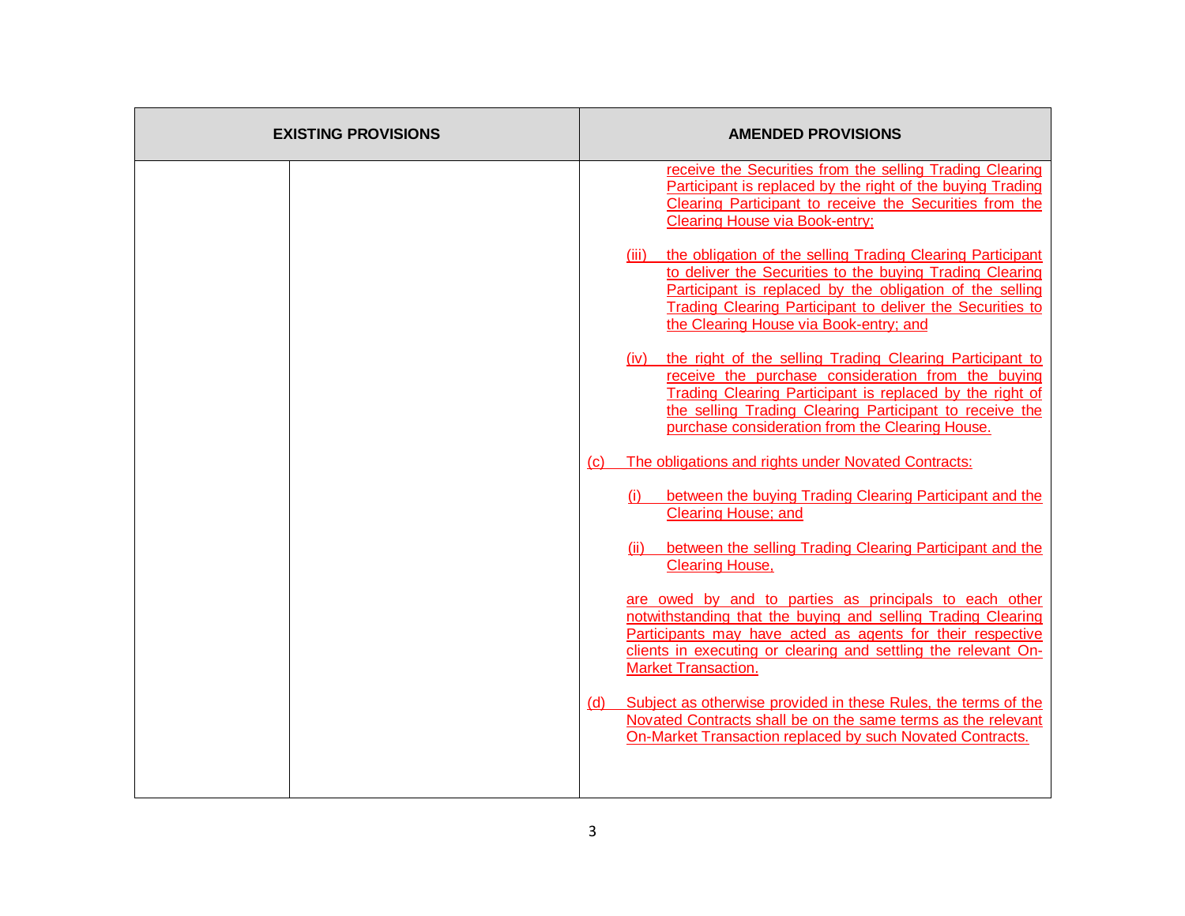| EXISTING PROVISIONS | | AMENDED PROVISIONS |
|---|---|---|
| | | receive the Securities from the selling Trading Clearing Participant is replaced by the right of the buying Trading Clearing Participant to receive the Securities from the Clearing House via Book-entry;<br><br>(iii) the obligation of the selling Trading Clearing Participant to deliver the Securities to the buying Trading Clearing Participant is replaced by the obligation of the selling Trading Clearing Participant to deliver the Securities to the Clearing House via Book-entry; and<br><br>(iv) the right of the selling Trading Clearing Participant to receive the purchase consideration from the buying Trading Clearing Participant is replaced by the right of the selling Trading Clearing Participant to receive the purchase consideration from the Clearing House.<br><br>(c) The obligations and rights under Novated Contracts:<br><br>(i) between the buying Trading Clearing Participant and the Clearing House; and<br><br>(ii) between the selling Trading Clearing Participant and the Clearing House,<br><br>are owed by and to parties as principals to each other notwithstanding that the buying and selling Trading Clearing Participants may have acted as agents for their respective clients in executing or clearing and settling the relevant On-Market Transaction.<br><br>(d) Subject as otherwise provided in these Rules, the terms of the Novated Contracts shall be on the same terms as the relevant On-Market Transaction replaced by such Novated Contracts. |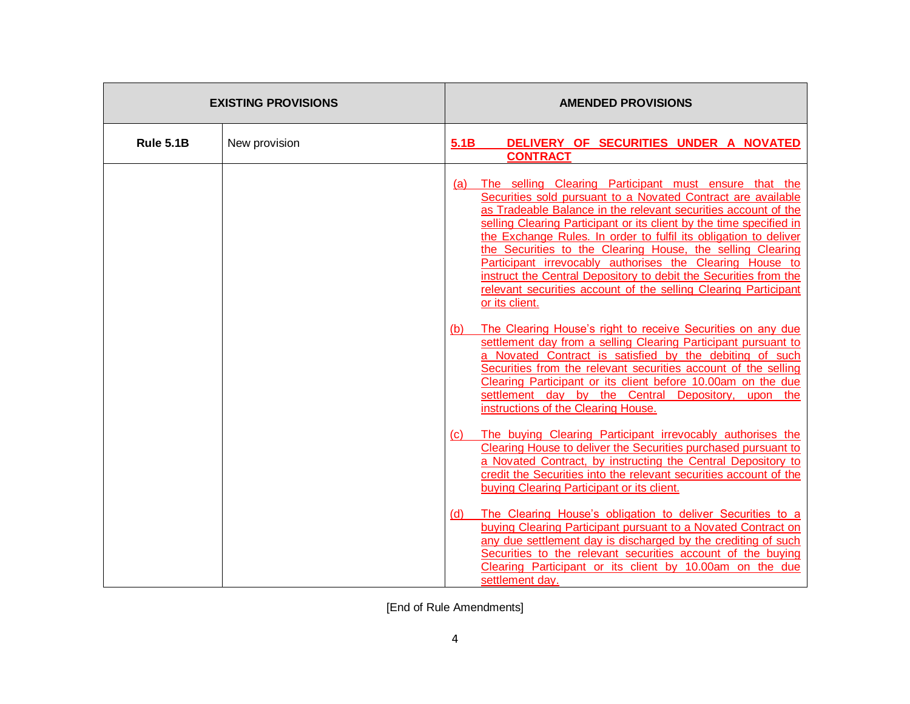| EXISTING PROVISIONS | | AMENDED PROVISIONS |
|---|---|---|
| **Rule 5.1B** | New provision | **5.1B DELIVERY OF SECURITIES UNDER A NOVATED CONTRACT** |
| | | (a) The selling Clearing Participant must ensure that the Securities sold pursuant to a Novated Contract are available as Tradeable Balance in the relevant securities account of the selling Clearing Participant or its client by the time specified in the Exchange Rules. In order to fulfil its obligation to deliver the Securities to the Clearing House, the selling Clearing Participant irrevocably authorises the Clearing House to instruct the Central Depository to debit the Securities from the relevant securities account of the selling Clearing Participant or its client.<br><br>(b) The Clearing House's right to receive Securities on any due settlement day from a selling Clearing Participant pursuant to a Novated Contract is satisfied by the debiting of such Securities from the relevant securities account of the selling Clearing Participant or its client before 10.00am on the due settlement day by the Central Depository, upon the instructions of the Clearing House.<br><br>(c) The buying Clearing Participant irrevocably authorises the Clearing House to deliver the Securities purchased pursuant to a Novated Contract, by instructing the Central Depository to credit the Securities into the relevant securities account of the buying Clearing Participant or its client.<br><br>(d) The Clearing House's obligation to deliver Securities to a buying Clearing Participant pursuant to a Novated Contract on any due settlement day is discharged by the crediting of such Securities to the relevant securities account of the buying Clearing Participant or its client by 10.00am on the due settlement day. |

[End of Rule Amendments]